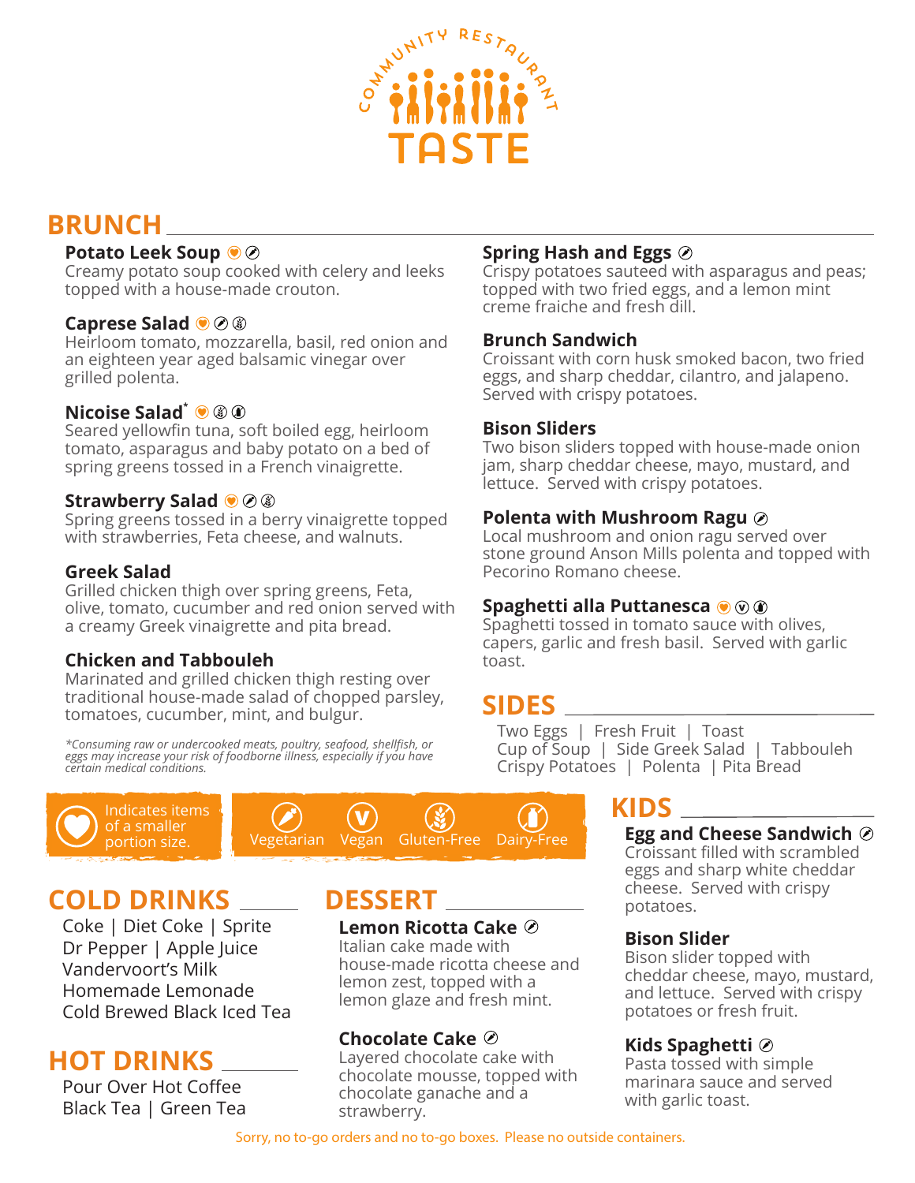# COMMUNITY RESTAURANT TASTE

## BRUNCH

**Potato Leek Soup** ♥ (Vegetarian)
Creamy potato soup cooked with celery and leeks topped with a house-made crouton.

**Caprese Salad** ♥ (Vegetarian) (Gluten-Free)
Heirloom tomato, mozzarella, basil, red onion and an eighteen year aged balsamic vinegar over grilled polenta.

**Nicoise Salad*** ♥ (Gluten-Free) (Dairy-Free)
Seared yellowfin tuna, soft boiled egg, heirloom tomato, asparagus and baby potato on a bed of spring greens tossed in a French vinaigrette.

**Strawberry Salad** ♥ (Vegetarian) (Gluten-Free)
Spring greens tossed in a berry vinaigrette topped with strawberries, Feta cheese, and walnuts.

**Greek Salad**
Grilled chicken thigh over spring greens, Feta, olive, tomato, cucumber and red onion served with a creamy Greek vinaigrette and pita bread.

**Chicken and Tabbouleh**
Marinated and grilled chicken thigh resting over traditional house-made salad of chopped parsley, tomatoes, cucumber, mint, and bulgur.

*\*Consuming raw or undercooked meats, poultry, seafood, shellfish, or eggs may increase your risk of foodborne illness, especially if you have certain medical conditions.*

**Spring Hash and Eggs** (Vegetarian)
Crispy potatoes sauteed with asparagus and peas; topped with two fried eggs, and a lemon mint creme fraiche and fresh dill.

**Brunch Sandwich**
Croissant with corn husk smoked bacon, two fried eggs, and sharp cheddar, cilantro, and jalapeno. Served with crispy potatoes.

**Bison Sliders**
Two bison sliders topped with house-made onion jam, sharp cheddar cheese, mayo, mustard, and lettuce. Served with crispy potatoes.

**Polenta with Mushroom Ragu** (Vegetarian)
Local mushroom and onion ragu served over stone ground Anson Mills polenta and topped with Pecorino Romano cheese.

**Spaghetti alla Puttanesca** ♥ (Vegan) (Dairy-Free)
Spaghetti tossed in tomato sauce with olives, capers, garlic and fresh basil. Served with garlic toast.

## SIDES

Two Eggs | Fresh Fruit | Toast
Cup of Soup | Side Greek Salad | Tabbouleh
Crispy Potatoes | Polenta | Pita Bread

♥ Indicates items of a smaller portion size.

Vegetarian | Vegan | Gluten-Free | Dairy-Free

## KIDS

**Egg and Cheese Sandwich** (Vegetarian)
Croissant filled with scrambled eggs and sharp white cheddar cheese. Served with crispy potatoes.

**Bison Slider**
Bison slider topped with cheddar cheese, mayo, mustard, and lettuce. Served with crispy potatoes or fresh fruit.

**Kids Spaghetti** (Vegetarian)
Pasta tossed with simple marinara sauce and served with garlic toast.

## COLD DRINKS

Coke | Diet Coke | Sprite
Dr Pepper | Apple Juice
Vandervoort's Milk
Homemade Lemonade
Cold Brewed Black Iced Tea

## HOT DRINKS

Pour Over Hot Coffee
Black Tea | Green Tea

## DESSERT

**Lemon Ricotta Cake** (Vegetarian)
Italian cake made with house-made ricotta cheese and lemon zest, topped with a lemon glaze and fresh mint.

**Chocolate Cake** (Vegetarian)
Layered chocolate cake with chocolate mousse, topped with chocolate ganache and a strawberry.

Sorry, no to-go orders and no to-go boxes. Please no outside containers.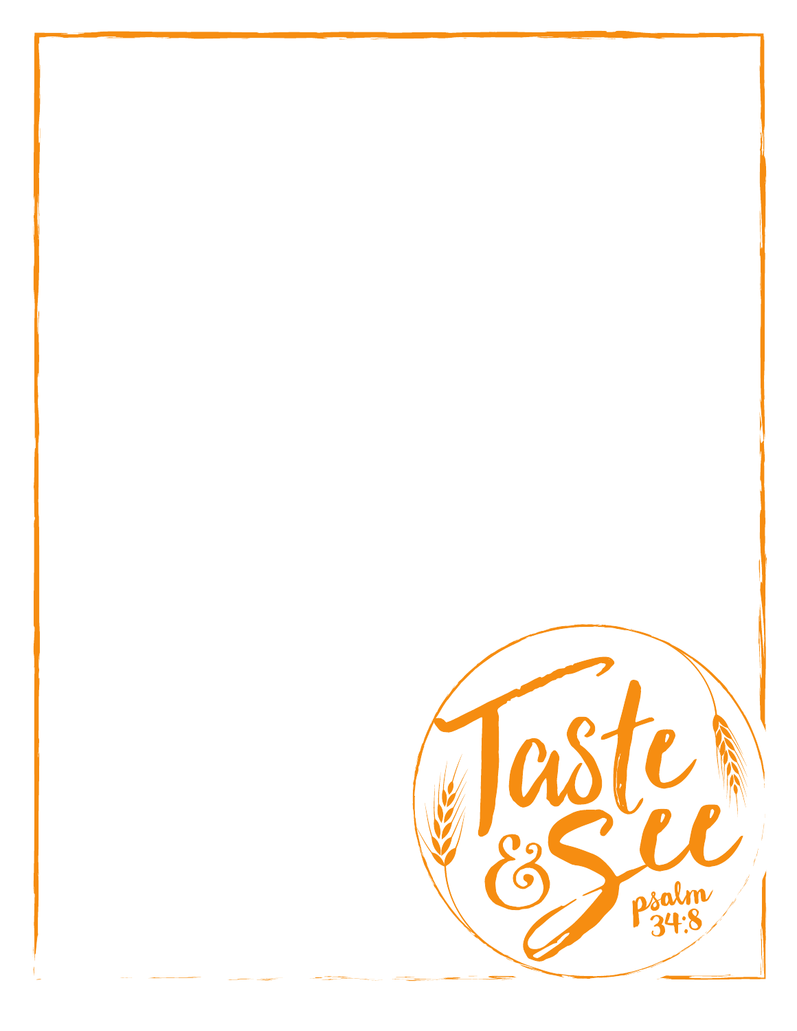Taste & See

psalm 34:8